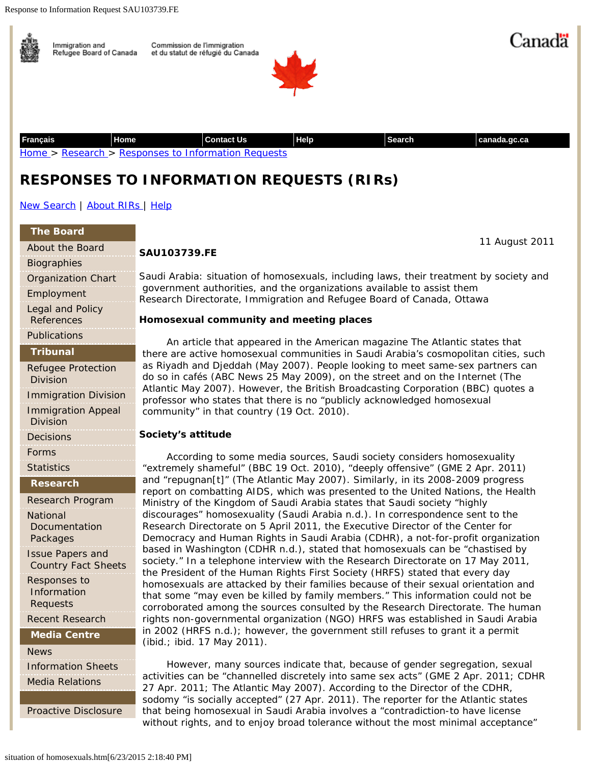# RESPONSES TO INFORMATION REQUESTS (RIRs)

11 August 2011

**SAU103739.FE**

Saudi Arabia: situation of homosexuals, including laws, their treatment by society and government authorities, and the organizations available to assist them
Research Directorate, Immigration and Refugee Board of Canada, Ottawa

**Homosexual community and meeting places**

An article that appeared in the American magazine The Atlantic states that there are active homosexual communities in Saudi Arabia's cosmopolitan cities, such as Riyadh and Djeddah (May 2007). People looking to meet same-sex partners can do so in cafés (ABC News 25 May 2009), on the street and on the Internet (The Atlantic May 2007). However, the British Broadcasting Corporation (BBC) quotes a professor who states that there is no "publicly acknowledged homosexual community" in that country (19 Oct. 2010).

**Society's attitude**

According to some media sources, Saudi society considers homosexuality "extremely shameful" (BBC 19 Oct. 2010), "deeply offensive" (GME 2 Apr. 2011) and "repugnan[t]" (The Atlantic May 2007). Similarly, in its 2008-2009 progress report on combatting AIDS, which was presented to the United Nations, the Health Ministry of the Kingdom of Saudi Arabia states that Saudi society "highly discourages" homosexuality (Saudi Arabia n.d.). In correspondence sent to the Research Directorate on 5 April 2011, the Executive Director of the Center for Democracy and Human Rights in Saudi Arabia (CDHR), a not-for-profit organization based in Washington (CDHR n.d.), stated that homosexuals can be "chastised by society." In a telephone interview with the Research Directorate on 17 May 2011, the President of the Human Rights First Society (HRFS) stated that every day homosexuals are attacked by their families because of their sexual orientation and that some "may even be killed by family members." This information could not be corroborated among the sources consulted by the Research Directorate. The human rights non-governmental organization (NGO) HRFS was established in Saudi Arabia in 2002 (HRFS n.d.); however, the government still refuses to grant it a permit (ibid.; ibid. 17 May 2011).

However, many sources indicate that, because of gender segregation, sexual activities can be "channelled discretely into same sex acts" (GME 2 Apr. 2011; CDHR 27 Apr. 2011; The Atlantic May 2007). According to the Director of the CDHR, sodomy "is socially accepted" (27 Apr. 2011). The reporter for the Atlantic states that being homosexual in Saudi Arabia involves a "contradiction-to have license without rights, and to enjoy broad tolerance without the most minimal acceptance"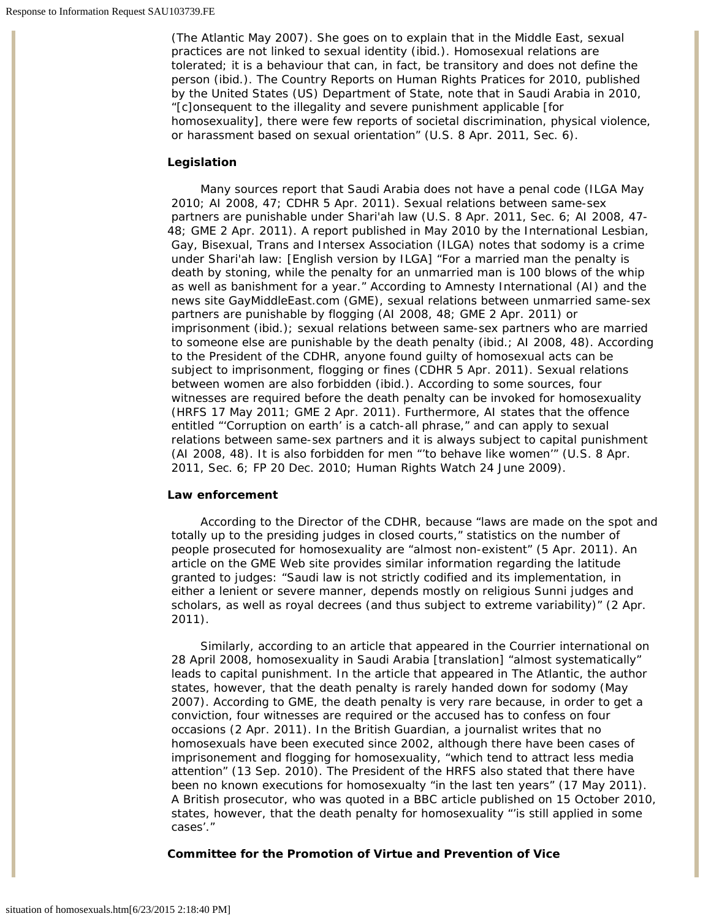(The Atlantic May 2007). She goes on to explain that in the Middle East, sexual practices are not linked to sexual identity (ibid.). Homosexual relations are tolerated; it is a behaviour that can, in fact, be transitory and does not define the person (ibid.). The Country Reports on Human Rights Pratices for 2010, published by the United States (US) Department of State, note that in Saudi Arabia in 2010, "[c]onsequent to the illegality and severe punishment applicable [for homosexuality], there were few reports of societal discrimination, physical violence, or harassment based on sexual orientation" (U.S. 8 Apr. 2011, Sec. 6).

**Legislation**

Many sources report that Saudi Arabia does not have a penal code (ILGA May 2010; AI 2008, 47; CDHR 5 Apr. 2011). Sexual relations between same-sex partners are punishable under Shari'ah law (U.S. 8 Apr. 2011, Sec. 6; AI 2008, 47-48; GME 2 Apr. 2011). A report published in May 2010 by the International Lesbian, Gay, Bisexual, Trans and Intersex Association (ILGA) notes that sodomy is a crime under Shari'ah law: [English version by ILGA] "For a married man the penalty is death by stoning, while the penalty for an unmarried man is 100 blows of the whip as well as banishment for a year." According to Amnesty International (AI) and the news site GayMiddleEast.com (GME), sexual relations between unmarried same-sex partners are punishable by flogging (AI 2008, 48; GME 2 Apr. 2011) or imprisonment (ibid.); sexual relations between same-sex partners who are married to someone else are punishable by the death penalty (ibid.; AI 2008, 48). According to the President of the CDHR, anyone found guilty of homosexual acts can be subject to imprisonment, flogging or fines (CDHR 5 Apr. 2011). Sexual relations between women are also forbidden (ibid.). According to some sources, four witnesses are required before the death penalty can be invoked for homosexuality (HRFS 17 May 2011; GME 2 Apr. 2011). Furthermore, AI states that the offence entitled "'Corruption on earth' is a catch-all phrase," and can apply to sexual relations between same-sex partners and it is always subject to capital punishment (AI 2008, 48). It is also forbidden for men "'to behave like women'" (U.S. 8 Apr. 2011, Sec. 6; FP 20 Dec. 2010; Human Rights Watch 24 June 2009).

**Law enforcement**

According to the Director of the CDHR, because "laws are made on the spot and totally up to the presiding judges in closed courts," statistics on the number of people prosecuted for homosexuality are "almost non-existent" (5 Apr. 2011). An article on the GME Web site provides similar information regarding the latitude granted to judges: "Saudi law is not strictly codified and its implementation, in either a lenient or severe manner, depends mostly on religious Sunni judges and scholars, as well as royal decrees (and thus subject to extreme variability)" (2 Apr. 2011).

Similarly, according to an article that appeared in the Courrier international on 28 April 2008, homosexuality in Saudi Arabia [translation] "almost systematically" leads to capital punishment. In the article that appeared in The Atlantic, the author states, however, that the death penalty is rarely handed down for sodomy (May 2007). According to GME, the death penalty is very rare because, in order to get a conviction, four witnesses are required or the accused has to confess on four occasions (2 Apr. 2011). In the British Guardian, a journalist writes that no homosexuals have been executed since 2002, although there have been cases of imprisonement and flogging for homosexuality, "which tend to attract less media attention" (13 Sep. 2010). The President of the HRFS also stated that there have been no known executions for homosexualty "in the last ten years" (17 May 2011). A British prosecutor, who was quoted in a BBC article published on 15 October 2010, states, however, that the death penalty for homosexuality "'is still applied in some cases'."

**Committee for the Promotion of Virtue and Prevention of Vice**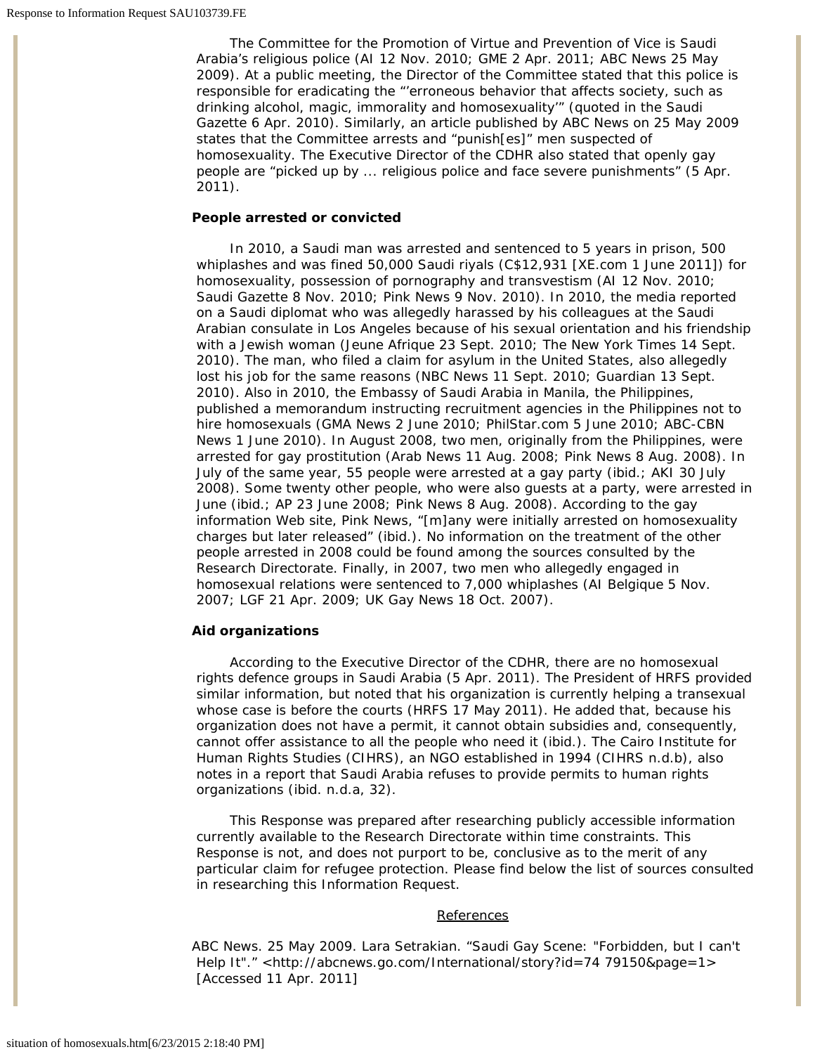The Committee for the Promotion of Virtue and Prevention of Vice is Saudi Arabia's religious police (AI 12 Nov. 2010; GME 2 Apr. 2011; ABC News 25 May 2009). At a public meeting, the Director of the Committee stated that this police is responsible for eradicating the "'erroneous behavior that affects society, such as drinking alcohol, magic, immorality and homosexuality'" (quoted in the Saudi Gazette 6 Apr. 2010). Similarly, an article published by ABC News on 25 May 2009 states that the Committee arrests and "punish[es]" men suspected of homosexuality. The Executive Director of the CDHR also stated that openly gay people are "picked up by ... religious police and face severe punishments" (5 Apr. 2011).

### People arrested or convicted

In 2010, a Saudi man was arrested and sentenced to 5 years in prison, 500 whiplashes and was fined 50,000 Saudi riyals (C$12,931 [XE.com 1 June 2011]) for homosexuality, possession of pornography and transvestism (AI 12 Nov. 2010; Saudi Gazette 8 Nov. 2010; Pink News 9 Nov. 2010). In 2010, the media reported on a Saudi diplomat who was allegedly harassed by his colleagues at the Saudi Arabian consulate in Los Angeles because of his sexual orientation and his friendship with a Jewish woman (Jeune Afrique 23 Sept. 2010; The New York Times 14 Sept. 2010). The man, who filed a claim for asylum in the United States, also allegedly lost his job for the same reasons (NBC News 11 Sept. 2010; Guardian 13 Sept. 2010). Also in 2010, the Embassy of Saudi Arabia in Manila, the Philippines, published a memorandum instructing recruitment agencies in the Philippines not to hire homosexuals (GMA News 2 June 2010; PhilStar.com 5 June 2010; ABC-CBN News 1 June 2010). In August 2008, two men, originally from the Philippines, were arrested for gay prostitution (Arab News 11 Aug. 2008; Pink News 8 Aug. 2008). In July of the same year, 55 people were arrested at a gay party (ibid.; AKI 30 July 2008). Some twenty other people, who were also guests at a party, were arrested in June (ibid.; AP 23 June 2008; Pink News 8 Aug. 2008). According to the gay information Web site, Pink News, "[m]any were initially arrested on homosexuality charges but later released" (ibid.). No information on the treatment of the other people arrested in 2008 could be found among the sources consulted by the Research Directorate. Finally, in 2007, two men who allegedly engaged in homosexual relations were sentenced to 7,000 whiplashes (AI Belgique 5 Nov. 2007; LGF 21 Apr. 2009; UK Gay News 18 Oct. 2007).

### Aid organizations

According to the Executive Director of the CDHR, there are no homosexual rights defence groups in Saudi Arabia (5 Apr. 2011). The President of HRFS provided similar information, but noted that his organization is currently helping a transexual whose case is before the courts (HRFS 17 May 2011). He added that, because his organization does not have a permit, it cannot obtain subsidies and, consequently, cannot offer assistance to all the people who need it (ibid.). The Cairo Institute for Human Rights Studies (CIHRS), an NGO established in 1994 (CIHRS n.d.b), also notes in a report that Saudi Arabia refuses to provide permits to human rights organizations (ibid. n.d.a, 32).

This Response was prepared after researching publicly accessible information currently available to the Research Directorate within time constraints. This Response is not, and does not purport to be, conclusive as to the merit of any particular claim for refugee protection. Please find below the list of sources consulted in researching this Information Request.

## References

ABC News. 25 May 2009. Lara Setrakian. "Saudi Gay Scene: "Forbidden, but I can't Help It"." <http://abcnews.go.com/International/story?id=7479150&page=1> [Accessed 11 Apr. 2011]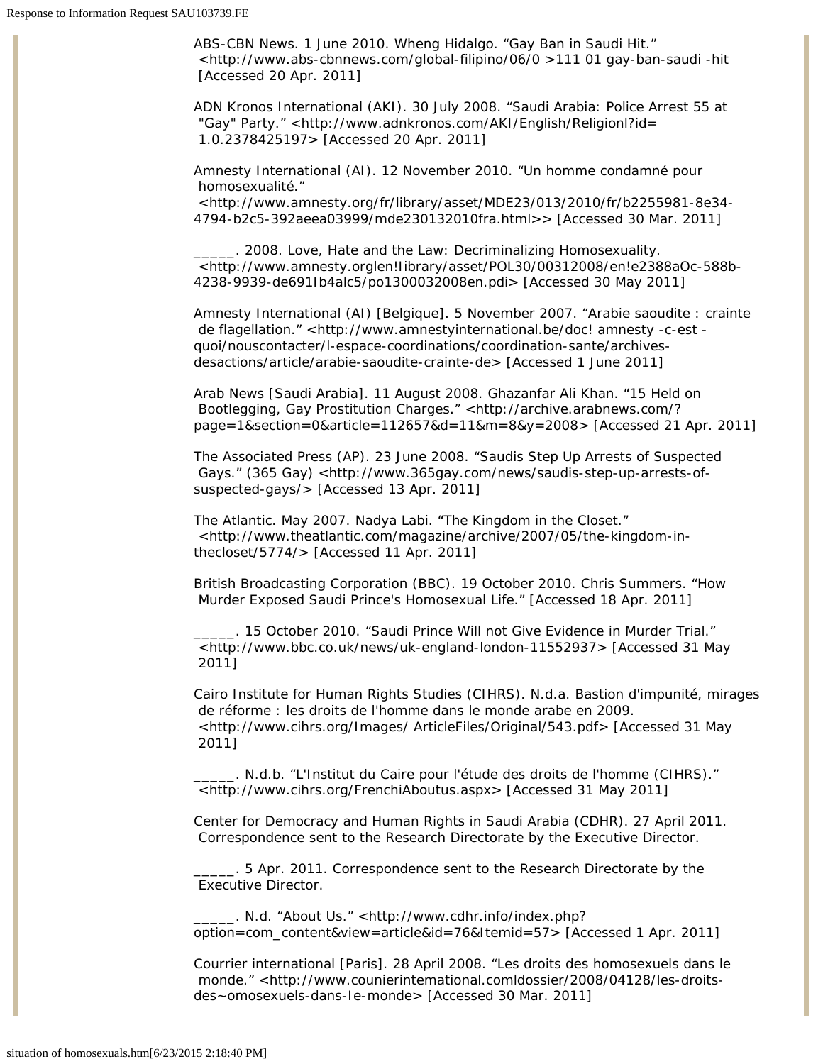ABS-CBN News. 1 June 2010. Wheng Hidalgo. "Gay Ban in Saudi Hit." <http://www.abs-cbnnews.com/global-filipino/06/0 >111 01 gay-ban-saudi -hit [Accessed 20 Apr. 2011]

ADN Kronos International (AKI). 30 July 2008. "Saudi Arabia: Police Arrest 55 at "Gay" Party." <http://www.adnkronos.com/AKI/English/Religionl?id= 1.0.2378425197> [Accessed 20 Apr. 2011]

Amnesty International (AI). 12 November 2010. "Un homme condamné pour homosexualité." <http://www.amnesty.org/fr/library/asset/MDE23/013/2010/fr/b2255981-8e34-4794-b2c5-392aeea03999/mde230132010fra.html>> [Accessed 30 Mar. 2011]

_____. 2008. Love, Hate and the Law: Decriminalizing Homosexuality. <http://www.amnesty.orglen!Iibrary/asset/POL30/00312008/en!e2388aOc-588b-4238-9939-de691Ib4alc5/po1300032008en.pdi> [Accessed 30 May 2011]

Amnesty International (AI) [Belgique]. 5 November 2007. "Arabie saoudite : crainte de flagellation." <http://www.amnestyinternational.be/doc! amnesty -c-est -quoi/nouscontacter/l-espace-coordinations/coordination-sante/archives-desactions/article/arabie-saoudite-crainte-de> [Accessed 1 June 2011]

Arab News [Saudi Arabia]. 11 August 2008. Ghazanfar Ali Khan. "15 Held on Bootlegging, Gay Prostitution Charges." <http://archive.arabnews.com/?page=1&section=0&article=112657&d=11&m=8&y=2008> [Accessed 21 Apr. 2011]

The Associated Press (AP). 23 June 2008. "Saudis Step Up Arrests of Suspected Gays." (365 Gay) <http://www.365gay.com/news/saudis-step-up-arrests-of-suspected-gays/> [Accessed 13 Apr. 2011]

The Atlantic. May 2007. Nadya Labi. "The Kingdom in the Closet." <http://www.theatlantic.com/magazine/archive/2007/05/the-kingdom-in-thecloset/5774/> [Accessed 11 Apr. 2011]

British Broadcasting Corporation (BBC). 19 October 2010. Chris Summers. "How Murder Exposed Saudi Prince's Homosexual Life." [Accessed 18 Apr. 2011]

_____. 15 October 2010. "Saudi Prince Will not Give Evidence in Murder Trial." <http://www.bbc.co.uk/news/uk-england-london-11552937> [Accessed 31 May 2011]

Cairo Institute for Human Rights Studies (CIHRS). N.d.a. Bastion d'impunité, mirages de réforme : les droits de l'homme dans le monde arabe en 2009. <http://www.cihrs.org/Images/ ArticleFiles/Original/543.pdf> [Accessed 31 May 2011]

_____. N.d.b. "L'Institut du Caire pour l'étude des droits de l'homme (CIHRS)." <http://www.cihrs.org/FrenchiAboutus.aspx> [Accessed 31 May 2011]

Center for Democracy and Human Rights in Saudi Arabia (CDHR). 27 April 2011. Correspondence sent to the Research Directorate by the Executive Director.

_____. 5 Apr. 2011. Correspondence sent to the Research Directorate by the Executive Director.

_____. N.d. "About Us." <http://www.cdhr.info/index.php?option=com_content&view=article&id=76&Itemid=57> [Accessed 1 Apr. 2011]

Courrier international [Paris]. 28 April 2008. "Les droits des homosexuels dans le monde." <http://www.counierintemational.comldossier/2008/04128/les-droits-des~omosexuels-dans-Ie-monde> [Accessed 30 Mar. 2011]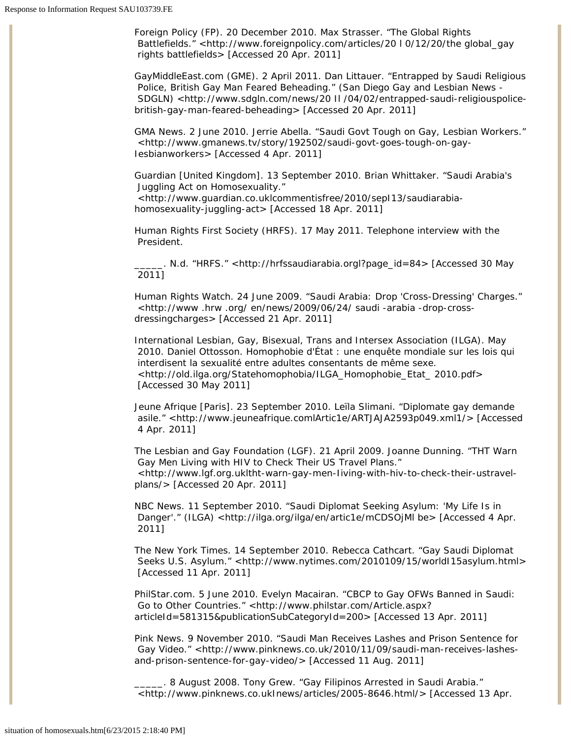Foreign Policy (FP). 20 December 2010. Max Strasser. “The Global Rights Battlefields.” <http://www.foreignpolicy.com/articles/20 l 0/12/20/the global_gay rights battlefields> [Accessed 20 Apr. 2011]

GayMiddleEast.com (GME). 2 April 2011. Dan Littauer. “Entrapped by Saudi Religious Police, British Gay Man Feared Beheading.” (San Diego Gay and Lesbian News - SDGLN) <http://www.sdgln.com/news/20 Il /04/02/entrapped-saudi-religiouspolice-british-gay-man-feared-beheading> [Accessed 20 Apr. 2011]

GMA News. 2 June 2010. Jerrie Abella. “Saudi Govt Tough on Gay, Lesbian Workers.” <http://www.gmanews.tv/story/192502/saudi-govt-goes-tough-on-gay-Iesbianworkers> [Accessed 4 Apr. 2011]

Guardian [United Kingdom]. 13 September 2010. Brian Whittaker. “Saudi Arabia's Juggling Act on Homosexuality.” <http://www.guardian.co.uklcommentisfree/2010/sepI13/saudiarabia-homosexuality-juggling-act> [Accessed 18 Apr. 2011]

Human Rights First Society (HRFS). 17 May 2011. Telephone interview with the President.

_____. N.d. “HRFS.” <http://hrfssaudiarabia.orgl?page_id=84> [Accessed 30 May 2011]

Human Rights Watch. 24 June 2009. “Saudi Arabia: Drop 'Cross-Dressing' Charges.” <http://www .hrw .org/ en/news/2009/06/24/ saudi -arabia -drop-cross-dressingcharges> [Accessed 21 Apr. 2011]

International Lesbian, Gay, Bisexual, Trans and Intersex Association (ILGA). May 2010. Daniel Ottosson. Homophobie d'État : une enquête mondiale sur les lois qui interdisent la sexualité entre adultes consentants de même sexe. <http://old.ilga.org/Statehomophobia/ILGA_Homophobie_Etat_ 2010.pdf> [Accessed 30 May 2011]

Jeune Afrique [Paris]. 23 September 2010. Leïla Slimani. “Diplomate gay demande asile.” <http://www.jeuneafrique.comlArtic1e/ARTJAJA2593p049.xml1/> [Accessed 4 Apr. 2011]

The Lesbian and Gay Foundation (LGF). 21 April 2009. Joanne Dunning. “THT Warn Gay Men Living with HIV to Check Their US Travel Plans.” <http://www.lgf.org.ukltht-warn-gay-men-Iiving-with-hiv-to-check-their-ustravel-plans/> [Accessed 20 Apr. 2011]

NBC News. 11 September 2010. “Saudi Diplomat Seeking Asylum: 'My Life Is in Danger'.” (ILGA) <http://ilga.org/ilga/en/artic1e/mCDSOjMl be> [Accessed 4 Apr. 2011]

The New York Times. 14 September 2010. Rebecca Cathcart. “Gay Saudi Diplomat Seeks U.S. Asylum.” <http://www.nytimes.com/2010109/15/worldI15asylum.html> [Accessed 11 Apr. 2011]

PhilStar.com. 5 June 2010. Evelyn Macairan. “CBCP to Gay OFWs Banned in Saudi: Go to Other Countries.” <http://www.philstar.com/Article.aspx?articleId=581315&publicationSubCategoryId=200> [Accessed 13 Apr. 2011]

Pink News. 9 November 2010. “Saudi Man Receives Lashes and Prison Sentence for Gay Video.” <http://www.pinknews.co.uk/2010/11/09/saudi-man-receives-lashes-and-prison-sentence-for-gay-video/> [Accessed 11 Aug. 2011]

_____. 8 August 2008. Tony Grew. “Gay Filipinos Arrested in Saudi Arabia.” <http://www.pinknews.co.ukInews/articles/2005-8646.html/> [Accessed 13 Apr.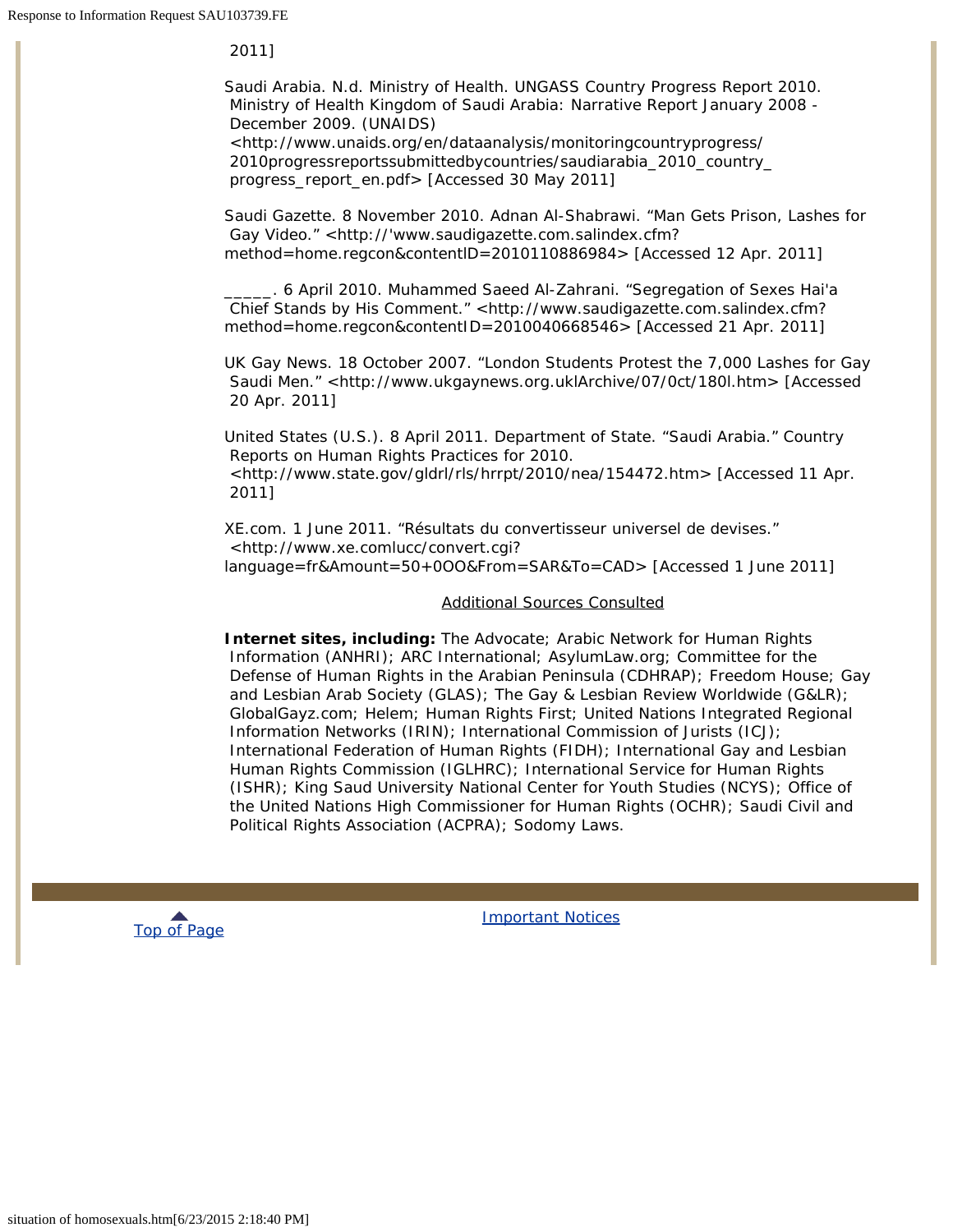2011]

Saudi Arabia. N.d. Ministry of Health. UNGASS Country Progress Report 2010. Ministry of Health Kingdom of Saudi Arabia: Narrative Report January 2008 - December 2009. (UNAIDS) <http://www.unaids.org/en/dataanalysis/monitoringcountryprogress/2010progressreportssubmittedbycountries/saudiarabia_2010_country_progress_report_en.pdf> [Accessed 30 May 2011]

Saudi Gazette. 8 November 2010. Adnan Al-Shabrawi. "Man Gets Prison, Lashes for Gay Video." <http://'www.saudigazette.com.salindex.cfm?method=home.regcon&contentlD=2010110886984> [Accessed 12 Apr. 2011]

_____. 6 April 2010. Muhammed Saeed Al-Zahrani. "Segregation of Sexes Hai'a Chief Stands by His Comment." <http://www.saudigazette.com.salindex.cfm?method=home.regcon&contentID=2010040668546> [Accessed 21 Apr. 2011]

UK Gay News. 18 October 2007. "London Students Protest the 7,000 Lashes for Gay Saudi Men." <http://www.ukgaynews.org.uklArchive/07/0ct/180l.htm> [Accessed 20 Apr. 2011]

United States (U.S.). 8 April 2011. Department of State. "Saudi Arabia." Country Reports on Human Rights Practices for 2010. <http://www.state.gov/gldrl/rls/hrrpt/2010/nea/154472.htm> [Accessed 11 Apr. 2011]

XE.com. 1 June 2011. "Résultats du convertisseur universel de devises." <http://www.xe.comlucc/convert.cgi?language=fr&Amount=50+0OO&From=SAR&To=CAD> [Accessed 1 June 2011]

Additional Sources Consulted

**Internet sites, including:** The Advocate; Arabic Network for Human Rights Information (ANHRI); ARC International; AsylumLaw.org; Committee for the Defense of Human Rights in the Arabian Peninsula (CDHRAP); Freedom House; Gay and Lesbian Arab Society (GLAS); The Gay & Lesbian Review Worldwide (G&LR); GlobalGayz.com; Helem; Human Rights First; United Nations Integrated Regional Information Networks (IRIN); International Commission of Jurists (ICJ); International Federation of Human Rights (FIDH); International Gay and Lesbian Human Rights Commission (IGLHRC); International Service for Human Rights (ISHR); King Saud University National Center for Youth Studies (NCYS); Office of the United Nations High Commissioner for Human Rights (OCHR); Saudi Civil and Political Rights Association (ACPRA); Sodomy Laws.

Top of Page

Important Notices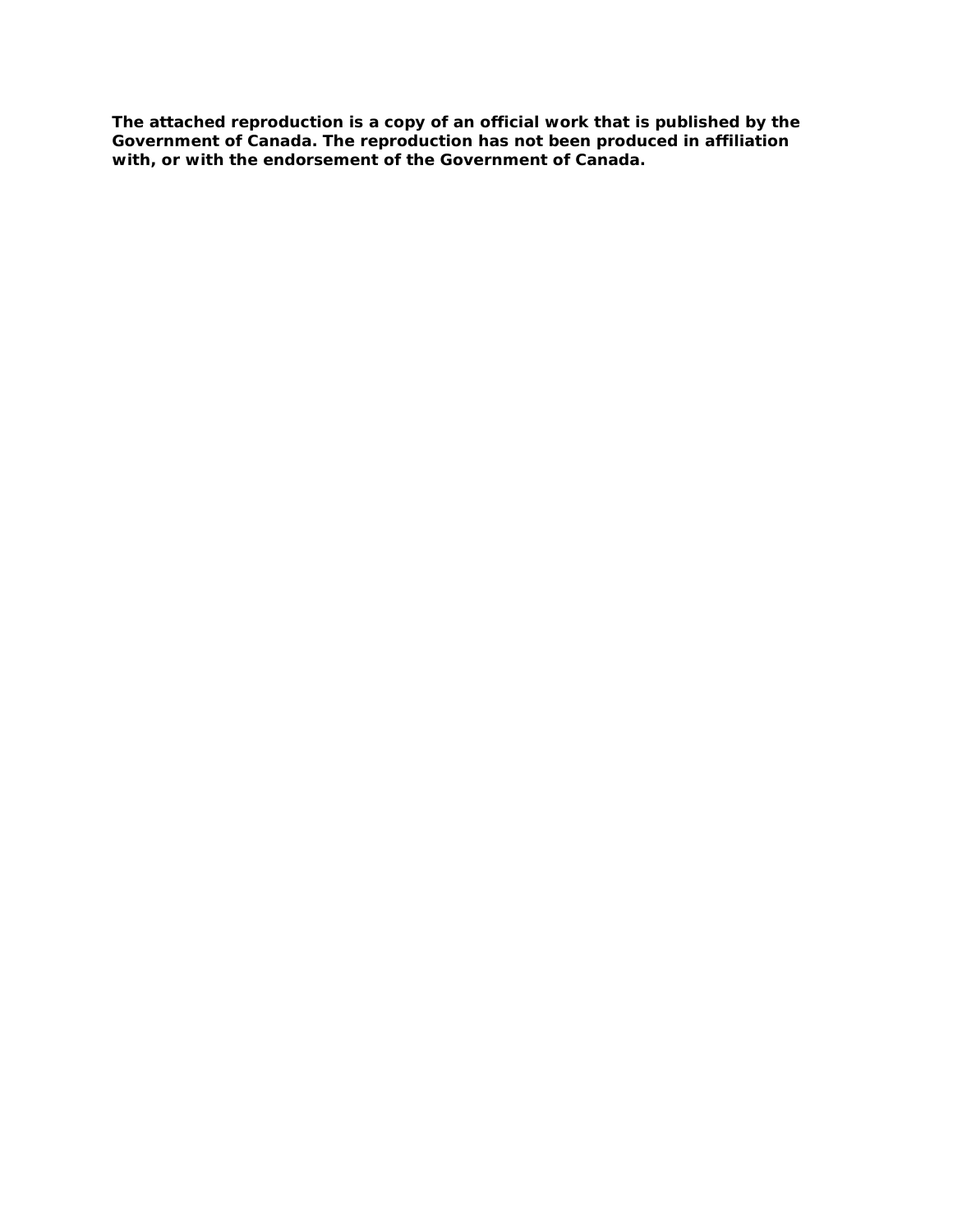**The attached reproduction is a copy of an official work that is published by the Government of Canada. The reproduction has not been produced in affiliation with, or with the endorsement of the Government of Canada.**